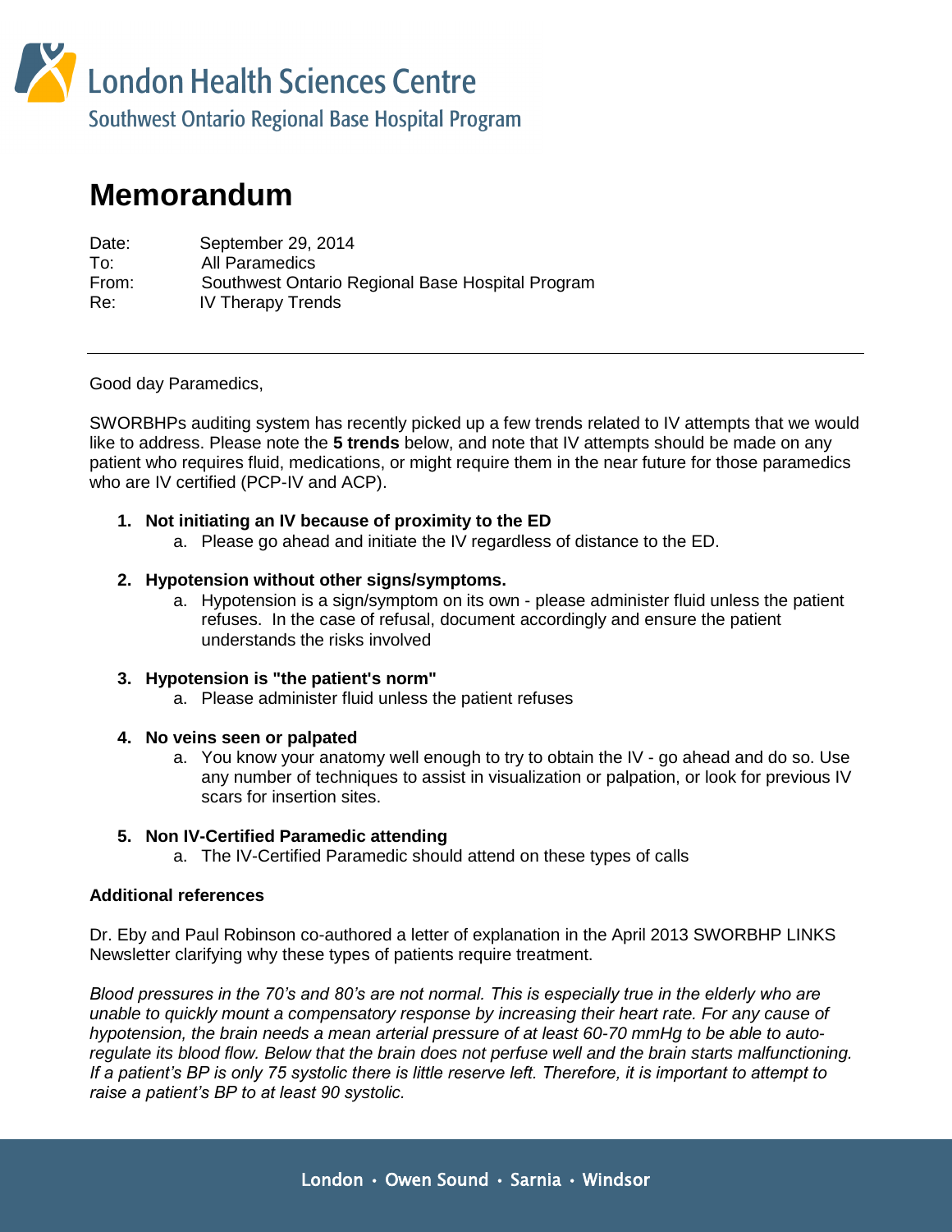London Health Sciences Centre

Southwest Ontario Regional Base Hospital Program

# Memorandum

Date: September 29, 2014
To: All Paramedics
From: Southwest Ontario Regional Base Hospital Program
Re: IV Therapy Trends

---

Good day Paramedics,

SWORBHPs auditing system has recently picked up a few trends related to IV attempts that we would like to address. Please note the **5 trends** below, and note that IV attempts should be made on any patient who requires fluid, medications, or might require them in the near future for those paramedics who are IV certified (PCP-IV and ACP).

1. **Not initiating an IV because of proximity to the ED**
   a. Please go ahead and initiate the IV regardless of distance to the ED.

2. **Hypotension without other signs/symptoms.**
   a. Hypotension is a sign/symptom on its own - please administer fluid unless the patient refuses. In the case of refusal, document accordingly and ensure the patient understands the risks involved

3. **Hypotension is "the patient's norm"**
   a. Please administer fluid unless the patient refuses

4. **No veins seen or palpated**
   a. You know your anatomy well enough to try to obtain the IV - go ahead and do so. Use any number of techniques to assist in visualization or palpation, or look for previous IV scars for insertion sites.

5. **Non IV-Certified Paramedic attending**
   a. The IV-Certified Paramedic should attend on these types of calls

**Additional references**

Dr. Eby and Paul Robinson co-authored a letter of explanation in the April 2013 SWORBHP LINKS Newsletter clarifying why these types of patients require treatment.

*Blood pressures in the 70's and 80's are not normal. This is especially true in the elderly who are unable to quickly mount a compensatory response by increasing their heart rate. For any cause of hypotension, the brain needs a mean arterial pressure of at least 60-70 mmHg to be able to auto-regulate its blood flow. Below that the brain does not perfuse well and the brain starts malfunctioning. If a patient's BP is only 75 systolic there is little reserve left. Therefore, it is important to attempt to raise a patient's BP to at least 90 systolic.*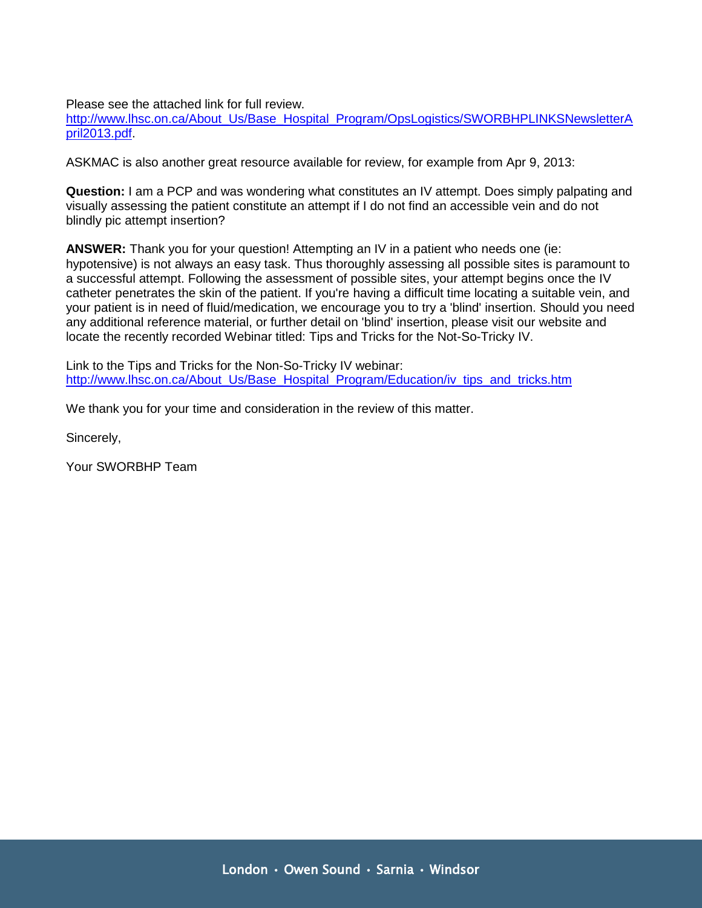Please see the attached link for full review. http://www.lhsc.on.ca/About_Us/Base_Hospital_Program/OpsLogistics/SWORBHPLINKSNewsletterApril2013.pdf.

ASKMAC is also another great resource available for review, for example from Apr 9, 2013:

**Question:** I am a PCP and was wondering what constitutes an IV attempt. Does simply palpating and visually assessing the patient constitute an attempt if I do not find an accessible vein and do not blindly pic attempt insertion?

**ANSWER:** Thank you for your question! Attempting an IV in a patient who needs one (ie: hypotensive) is not always an easy task. Thus thoroughly assessing all possible sites is paramount to a successful attempt. Following the assessment of possible sites, your attempt begins once the IV catheter penetrates the skin of the patient. If you're having a difficult time locating a suitable vein, and your patient is in need of fluid/medication, we encourage you to try a 'blind' insertion. Should you need any additional reference material, or further detail on 'blind' insertion, please visit our website and locate the recently recorded Webinar titled: Tips and Tricks for the Not-So-Tricky IV.

Link to the Tips and Tricks for the Non-So-Tricky IV webinar: http://www.lhsc.on.ca/About_Us/Base_Hospital_Program/Education/iv_tips_and_tricks.htm

We thank you for your time and consideration in the review of this matter.

Sincerely,

Your SWORBHP Team